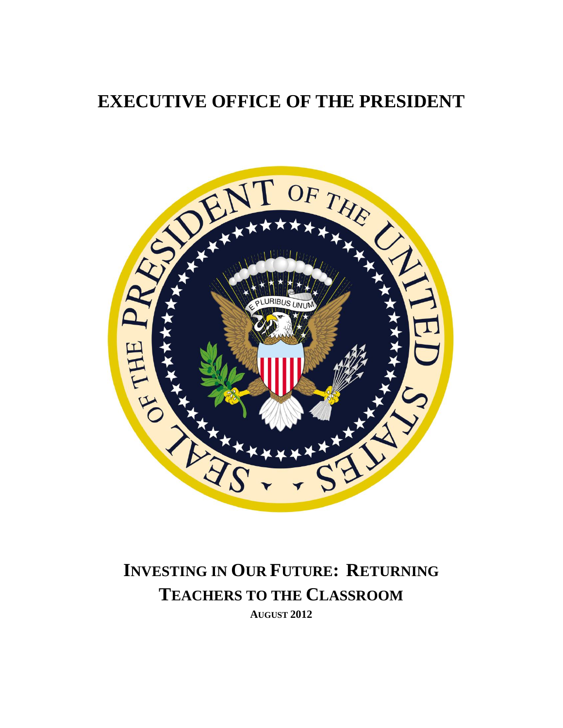# EXECUTIVE OFFICE OF THE PRESIDENT

# INVESTING IN OUR FUTURE: RETURNING TEACHERS TO THE CLASSROOM

**AUGUST 2012**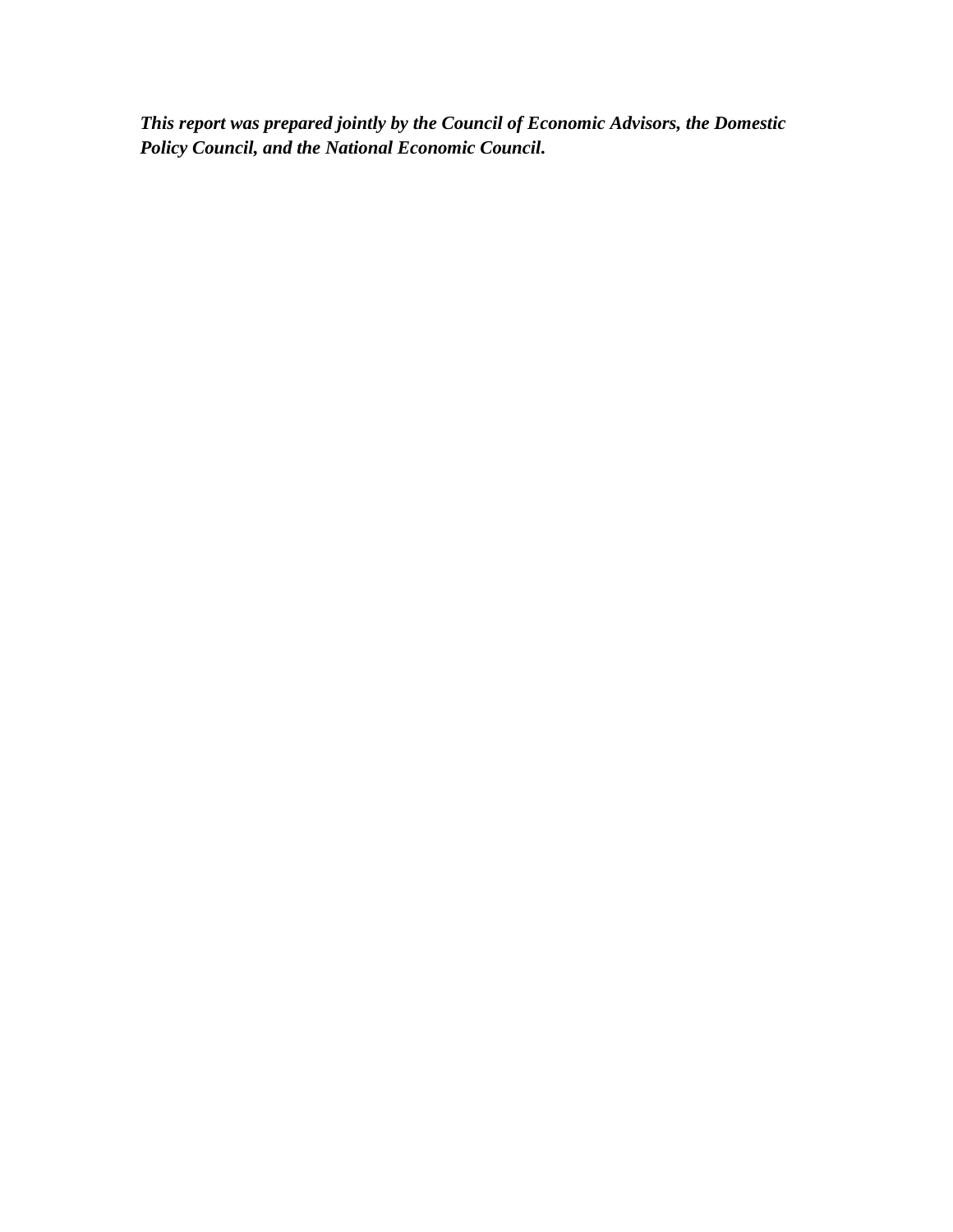***This report was prepared jointly by the Council of Economic Advisors, the Domestic Policy Council, and the National Economic Council.***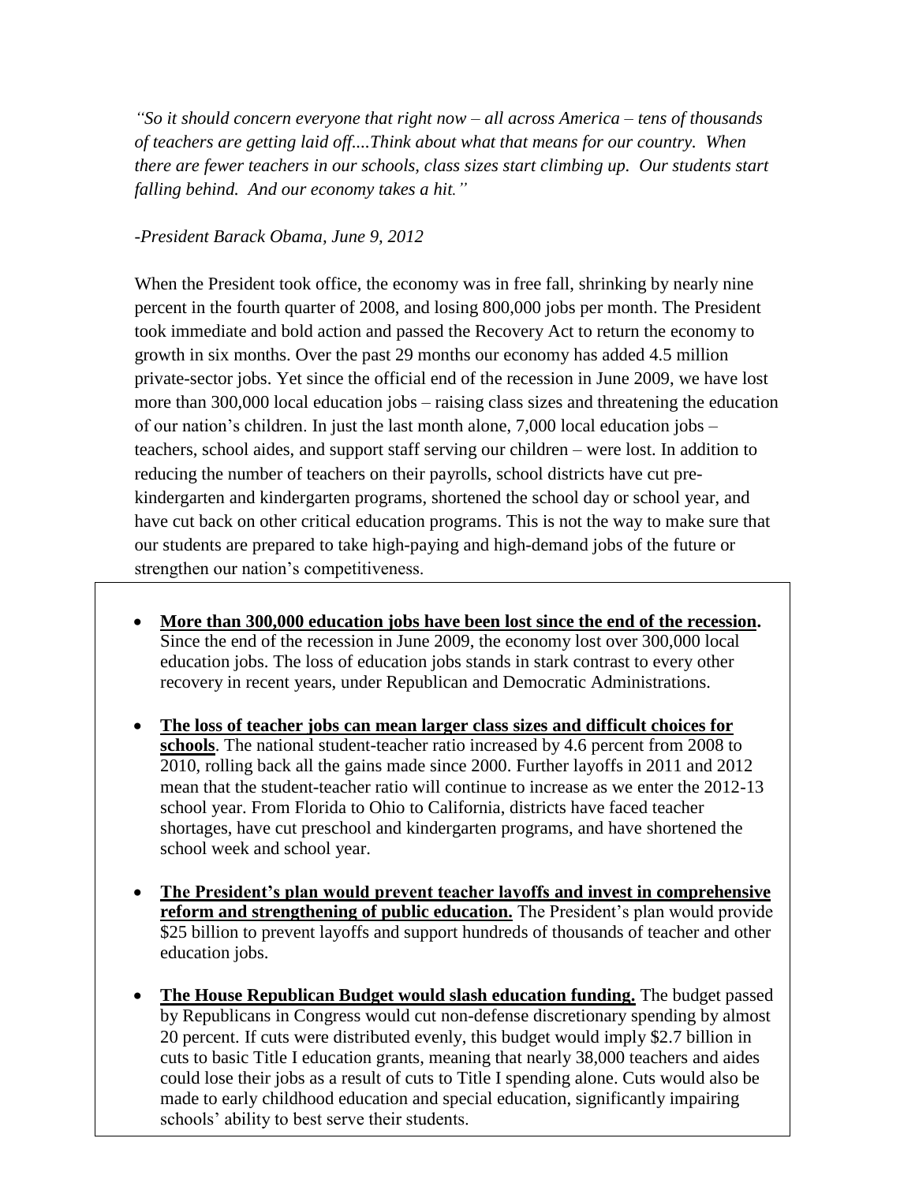*"So it should concern everyone that right now – all across America – tens of thousands of teachers are getting laid off....Think about what that means for our country. When there are fewer teachers in our schools, class sizes start climbing up. Our students start falling behind. And our economy takes a hit."*

*-President Barack Obama, June 9, 2012*

When the President took office, the economy was in free fall, shrinking by nearly nine percent in the fourth quarter of 2008, and losing 800,000 jobs per month. The President took immediate and bold action and passed the Recovery Act to return the economy to growth in six months. Over the past 29 months our economy has added 4.5 million private-sector jobs. Yet since the official end of the recession in June 2009, we have lost more than 300,000 local education jobs – raising class sizes and threatening the education of our nation's children. In just the last month alone, 7,000 local education jobs – teachers, school aides, and support staff serving our children – were lost. In addition to reducing the number of teachers on their payrolls, school districts have cut pre-kindergarten and kindergarten programs, shortened the school day or school year, and have cut back on other critical education programs. This is not the way to make sure that our students are prepared to take high-paying and high-demand jobs of the future or strengthen our nation's competitiveness.

- **More than 300,000 education jobs have been lost since the end of the recession.** Since the end of the recession in June 2009, the economy lost over 300,000 local education jobs. The loss of education jobs stands in stark contrast to every other recovery in recent years, under Republican and Democratic Administrations.

- **The loss of teacher jobs can mean larger class sizes and difficult choices for schools**. The national student-teacher ratio increased by 4.6 percent from 2008 to 2010, rolling back all the gains made since 2000. Further layoffs in 2011 and 2012 mean that the student-teacher ratio will continue to increase as we enter the 2012-13 school year. From Florida to Ohio to California, districts have faced teacher shortages, have cut preschool and kindergarten programs, and have shortened the school week and school year.

- **The President's plan would prevent teacher layoffs and invest in comprehensive reform and strengthening of public education.** The President's plan would provide $25 billion to prevent layoffs and support hundreds of thousands of teacher and other education jobs.

- **The House Republican Budget would slash education funding.** The budget passed by Republicans in Congress would cut non-defense discretionary spending by almost 20 percent. If cuts were distributed evenly, this budget would imply $2.7 billion in cuts to basic Title I education grants, meaning that nearly 38,000 teachers and aides could lose their jobs as a result of cuts to Title I spending alone. Cuts would also be made to early childhood education and special education, significantly impairing schools' ability to best serve their students.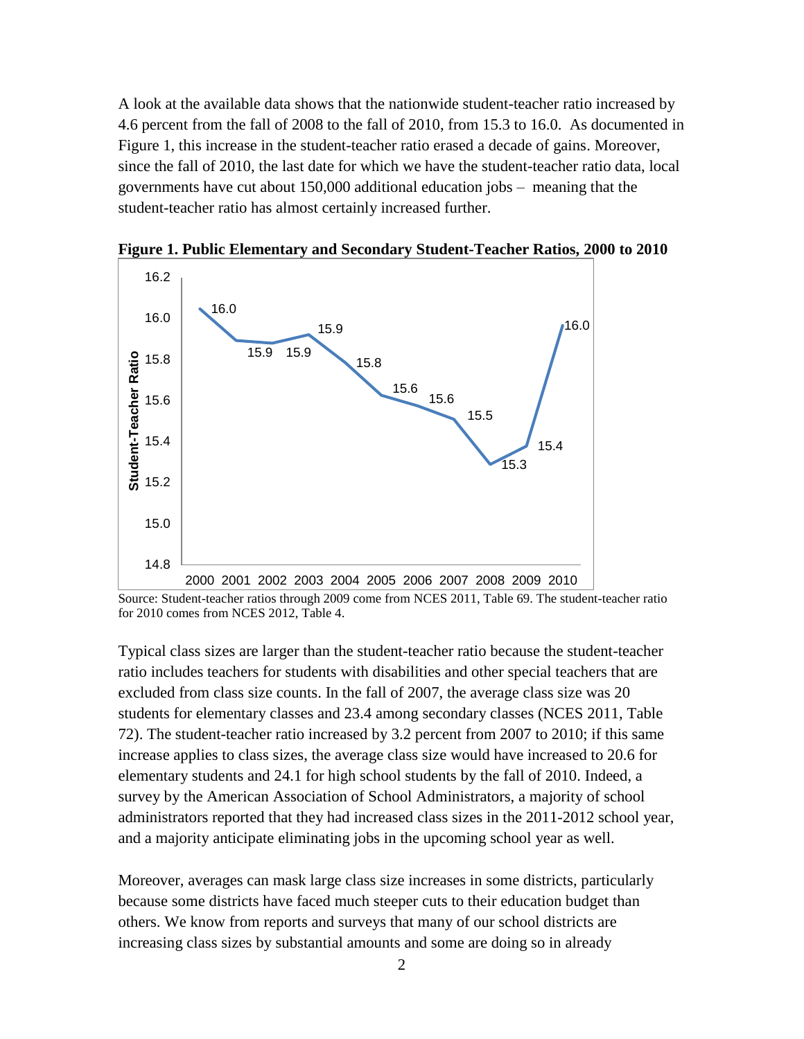A look at the available data shows that the nationwide student-teacher ratio increased by 4.6 percent from the fall of 2008 to the fall of 2010, from 15.3 to 16.0. As documented in Figure 1, this increase in the student-teacher ratio erased a decade of gains. Moreover, since the fall of 2010, the last date for which we have the student-teacher ratio data, local governments have cut about 150,000 additional education jobs – meaning that the student-teacher ratio has almost certainly increased further.

**Figure 1. Public Elementary and Secondary Student-Teacher Ratios, 2000 to 2010**

Source: Student-teacher ratios through 2009 come from NCES 2011, Table 69. The student-teacher ratio for 2010 comes from NCES 2012, Table 4.

Typical class sizes are larger than the student-teacher ratio because the student-teacher ratio includes teachers for students with disabilities and other special teachers that are excluded from class size counts. In the fall of 2007, the average class size was 20 students for elementary classes and 23.4 among secondary classes (NCES 2011, Table 72). The student-teacher ratio increased by 3.2 percent from 2007 to 2010; if this same increase applies to class sizes, the average class size would have increased to 20.6 for elementary students and 24.1 for high school students by the fall of 2010. Indeed, a survey by the American Association of School Administrators, a majority of school administrators reported that they had increased class sizes in the 2011-2012 school year, and a majority anticipate eliminating jobs in the upcoming school year as well.

Moreover, averages can mask large class size increases in some districts, particularly because some districts have faced much steeper cuts to their education budget than others. We know from reports and surveys that many of our school districts are increasing class sizes by substantial amounts and some are doing so in already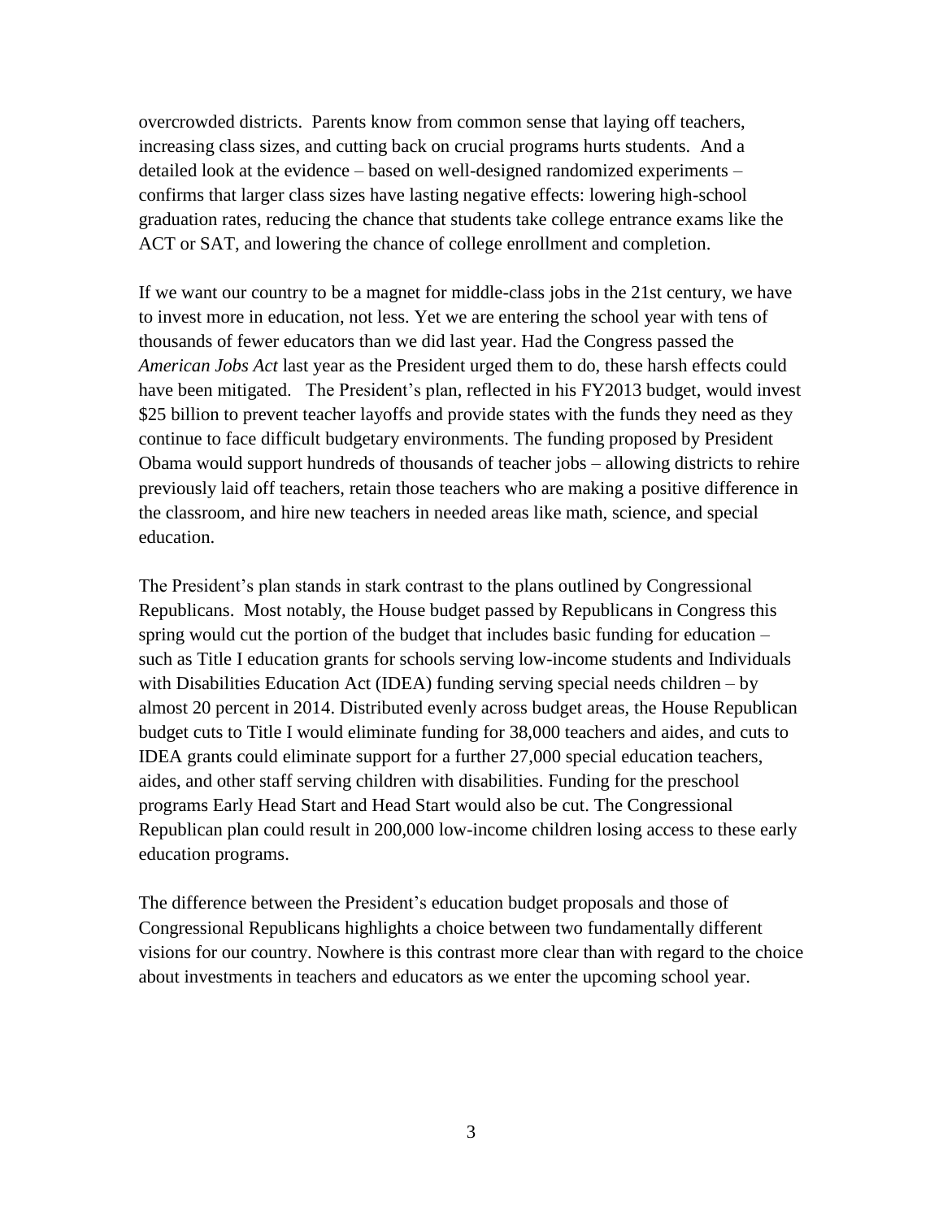overcrowded districts. Parents know from common sense that laying off teachers, increasing class sizes, and cutting back on crucial programs hurts students. And a detailed look at the evidence – based on well-designed randomized experiments – confirms that larger class sizes have lasting negative effects: lowering high-school graduation rates, reducing the chance that students take college entrance exams like the ACT or SAT, and lowering the chance of college enrollment and completion.

If we want our country to be a magnet for middle-class jobs in the 21st century, we have to invest more in education, not less. Yet we are entering the school year with tens of thousands of fewer educators than we did last year. Had the Congress passed the *American Jobs Act* last year as the President urged them to do, these harsh effects could have been mitigated. The President's plan, reflected in his FY2013 budget, would invest $25 billion to prevent teacher layoffs and provide states with the funds they need as they continue to face difficult budgetary environments. The funding proposed by President Obama would support hundreds of thousands of teacher jobs – allowing districts to rehire previously laid off teachers, retain those teachers who are making a positive difference in the classroom, and hire new teachers in needed areas like math, science, and special education.

The President's plan stands in stark contrast to the plans outlined by Congressional Republicans. Most notably, the House budget passed by Republicans in Congress this spring would cut the portion of the budget that includes basic funding for education – such as Title I education grants for schools serving low-income students and Individuals with Disabilities Education Act (IDEA) funding serving special needs children – by almost 20 percent in 2014. Distributed evenly across budget areas, the House Republican budget cuts to Title I would eliminate funding for 38,000 teachers and aides, and cuts to IDEA grants could eliminate support for a further 27,000 special education teachers, aides, and other staff serving children with disabilities. Funding for the preschool programs Early Head Start and Head Start would also be cut. The Congressional Republican plan could result in 200,000 low-income children losing access to these early education programs.

The difference between the President's education budget proposals and those of Congressional Republicans highlights a choice between two fundamentally different visions for our country. Nowhere is this contrast more clear than with regard to the choice about investments in teachers and educators as we enter the upcoming school year.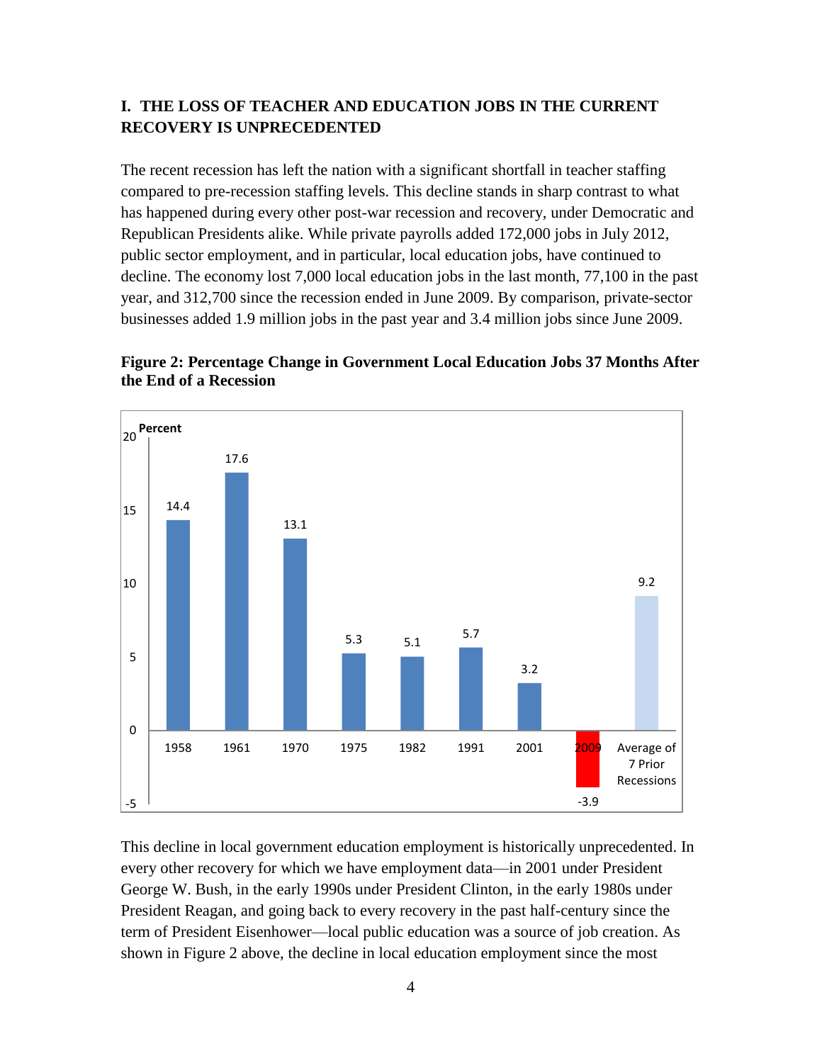## I. THE LOSS OF TEACHER AND EDUCATION JOBS IN THE CURRENT RECOVERY IS UNPRECEDENTED

The recent recession has left the nation with a significant shortfall in teacher staffing compared to pre-recession staffing levels. This decline stands in sharp contrast to what has happened during every other post-war recession and recovery, under Democratic and Republican Presidents alike. While private payrolls added 172,000 jobs in July 2012, public sector employment, and in particular, local education jobs, have continued to decline. The economy lost 7,000 local education jobs in the last month, 77,100 in the past year, and 312,700 since the recession ended in June 2009. By comparison, private-sector businesses added 1.9 million jobs in the past year and 3.4 million jobs since June 2009.

**Figure 2: Percentage Change in Government Local Education Jobs 37 Months After the End of a Recession**

| Recession | Percent |
|---|---|
| 1958 | 14.4 |
| 1961 | 17.6 |
| 1970 | 13.1 |
| 1975 | 5.3 |
| 1982 | 5.1 |
| 1991 | 5.7 |
| 2001 | 3.2 |
| 2009 | -3.9 |
| Average of 7 Prior Recessions | 9.2 |

This decline in local government education employment is historically unprecedented. In every other recovery for which we have employment data—in 2001 under President George W. Bush, in the early 1990s under President Clinton, in the early 1980s under President Reagan, and going back to every recovery in the past half-century since the term of President Eisenhower—local public education was a source of job creation. As shown in Figure 2 above, the decline in local education employment since the most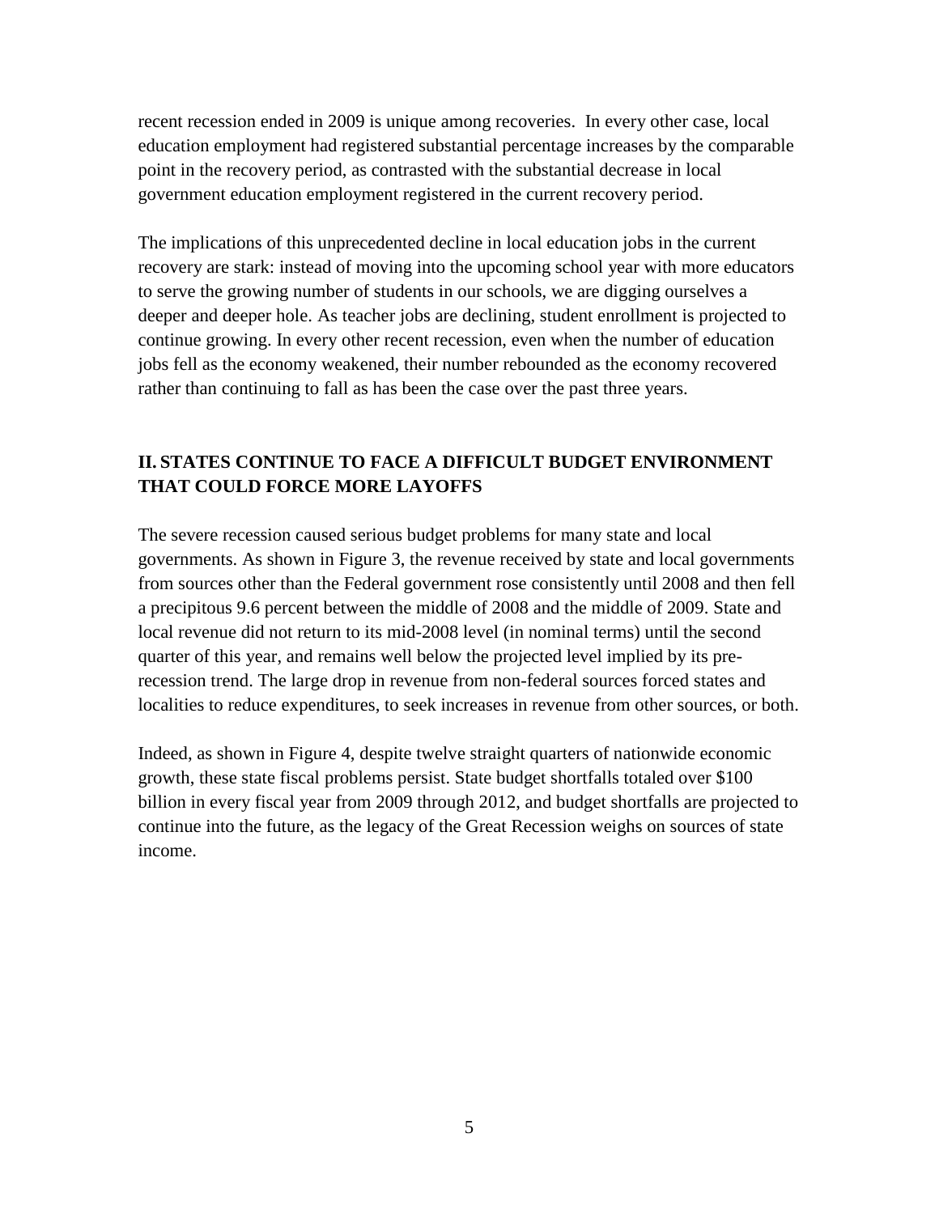recent recession ended in 2009 is unique among recoveries. In every other case, local education employment had registered substantial percentage increases by the comparable point in the recovery period, as contrasted with the substantial decrease in local government education employment registered in the current recovery period.

The implications of this unprecedented decline in local education jobs in the current recovery are stark: instead of moving into the upcoming school year with more educators to serve the growing number of students in our schools, we are digging ourselves a deeper and deeper hole. As teacher jobs are declining, student enrollment is projected to continue growing. In every other recent recession, even when the number of education jobs fell as the economy weakened, their number rebounded as the economy recovered rather than continuing to fall as has been the case over the past three years.

## II. STATES CONTINUE TO FACE A DIFFICULT BUDGET ENVIRONMENT THAT COULD FORCE MORE LAYOFFS

The severe recession caused serious budget problems for many state and local governments. As shown in Figure 3, the revenue received by state and local governments from sources other than the Federal government rose consistently until 2008 and then fell a precipitous 9.6 percent between the middle of 2008 and the middle of 2009. State and local revenue did not return to its mid-2008 level (in nominal terms) until the second quarter of this year, and remains well below the projected level implied by its pre-recession trend. The large drop in revenue from non-federal sources forced states and localities to reduce expenditures, to seek increases in revenue from other sources, or both.

Indeed, as shown in Figure 4, despite twelve straight quarters of nationwide economic growth, these state fiscal problems persist. State budget shortfalls totaled over $100 billion in every fiscal year from 2009 through 2012, and budget shortfalls are projected to continue into the future, as the legacy of the Great Recession weighs on sources of state income.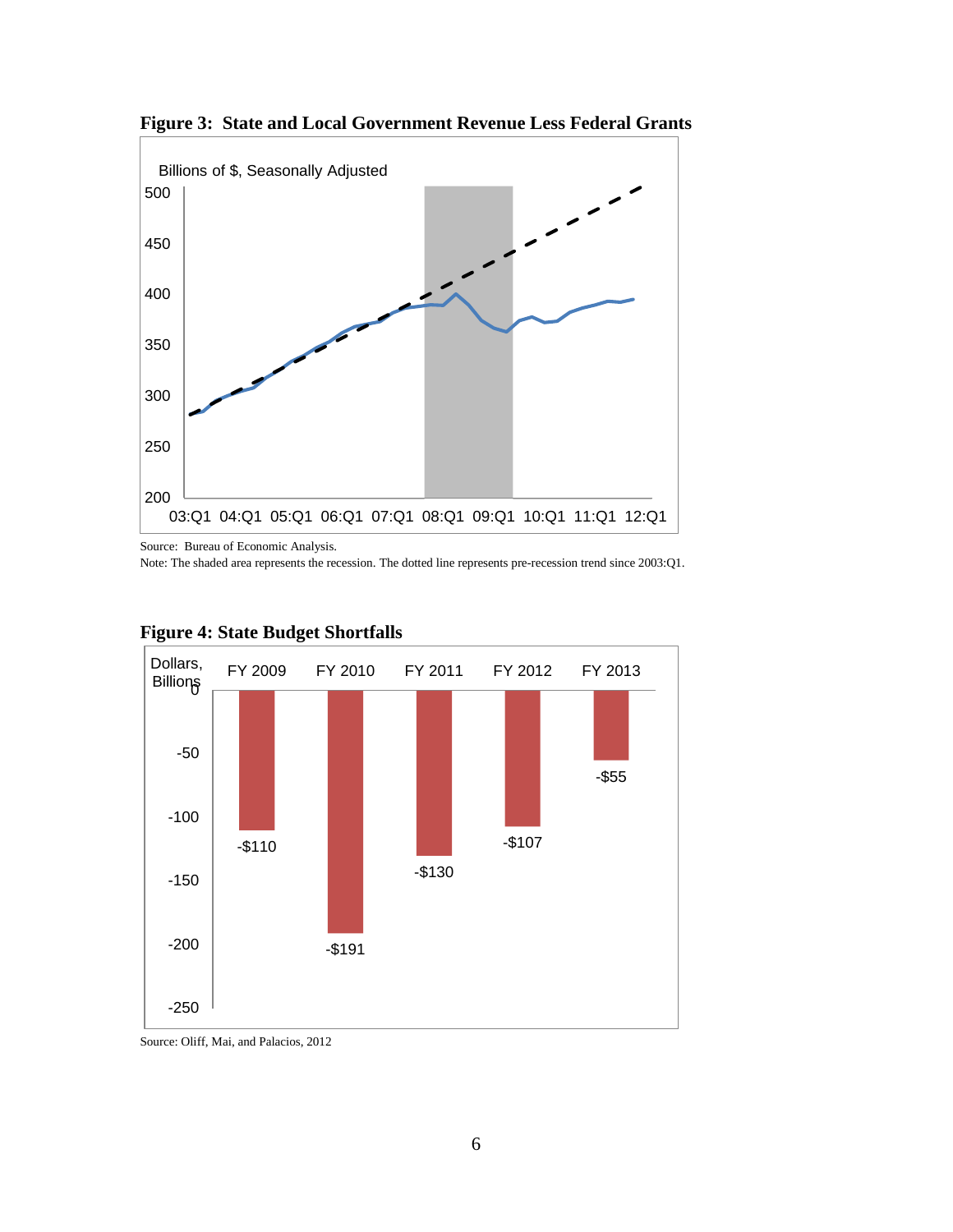**Figure 3: State and Local Government Revenue Less Federal Grants**

Source: Bureau of Economic Analysis.

Note: The shaded area represents the recession. The dotted line represents pre-recession trend since 2003:Q1.

**Figure 4: State Budget Shortfalls**

| | FY 2009 | FY 2010 | FY 2011 | FY 2012 | FY 2013 |
|---|---|---|---|---|---|
| Dollars, Billions | -$110 | -$191 | -$130 | -$107 | -$55 |

Source: Oliff, Mai, and Palacios, 2012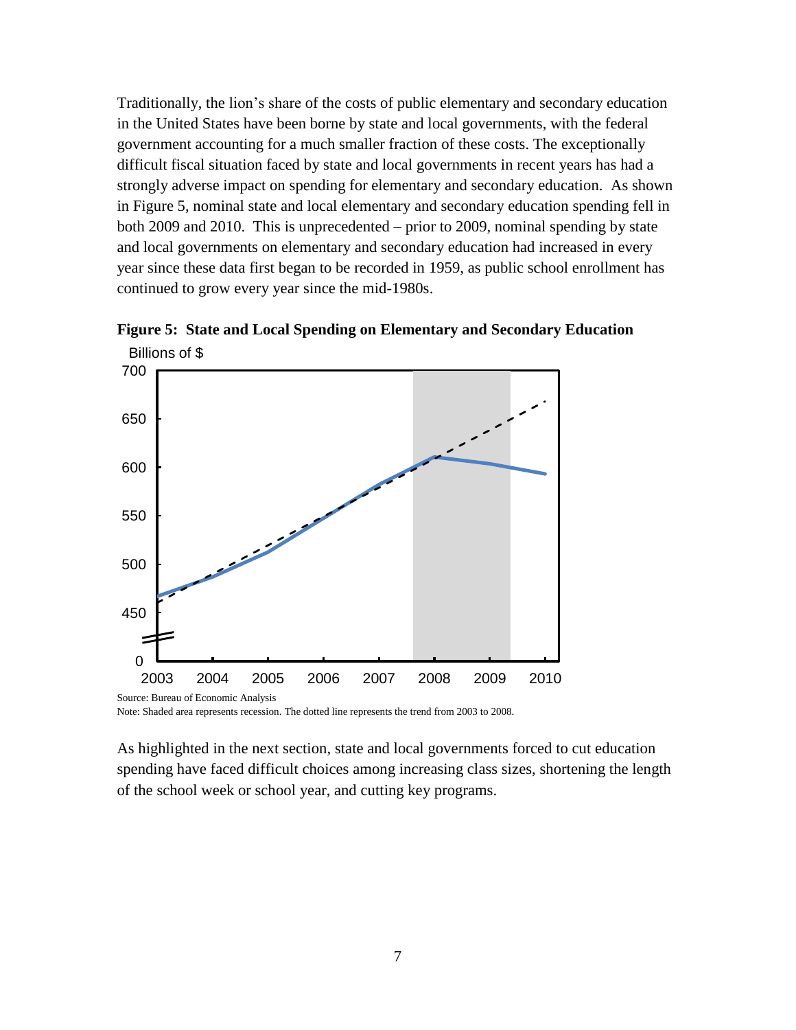Traditionally, the lion's share of the costs of public elementary and secondary education in the United States have been borne by state and local governments, with the federal government accounting for a much smaller fraction of these costs. The exceptionally difficult fiscal situation faced by state and local governments in recent years has had a strongly adverse impact on spending for elementary and secondary education. As shown in Figure 5, nominal state and local elementary and secondary education spending fell in both 2009 and 2010. This is unprecedented – prior to 2009, nominal spending by state and local governments on elementary and secondary education had increased in every year since these data first began to be recorded in 1959, as public school enrollment has continued to grow every year since the mid-1980s.

**Figure 5: State and Local Spending on Elementary and Secondary Education**

Source: Bureau of Economic Analysis

Note: Shaded area represents recession. The dotted line represents the trend from 2003 to 2008.

As highlighted in the next section, state and local governments forced to cut education spending have faced difficult choices among increasing class sizes, shortening the length of the school week or school year, and cutting key programs.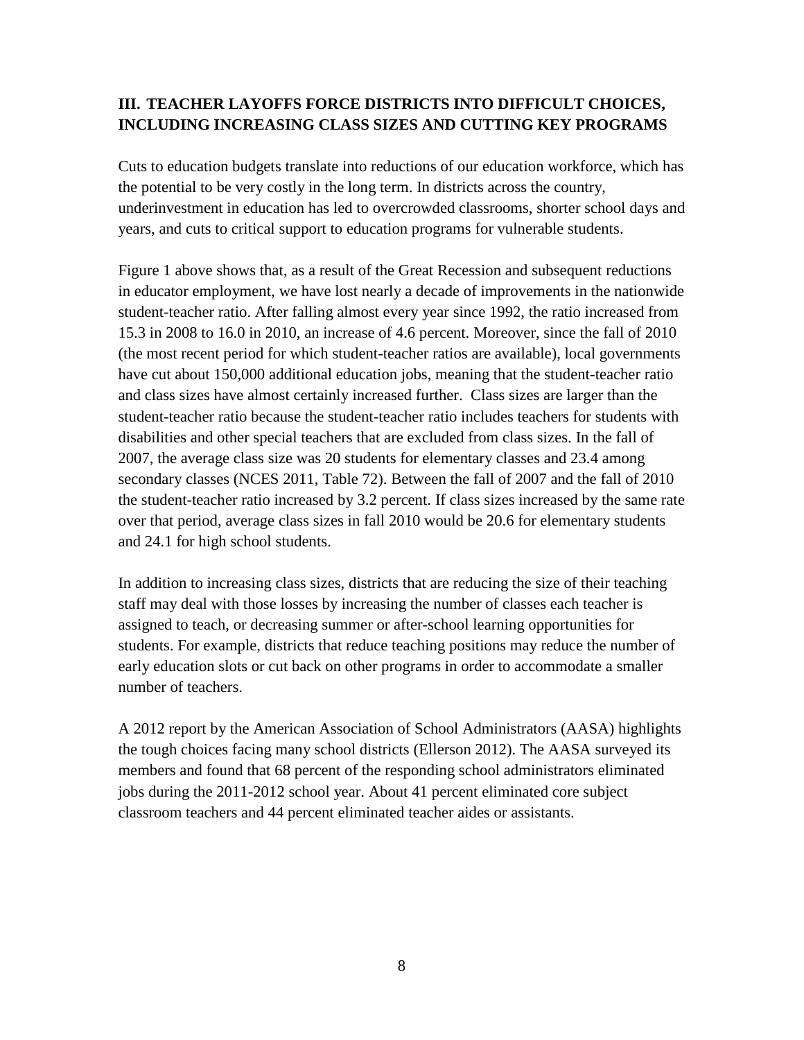## III. TEACHER LAYOFFS FORCE DISTRICTS INTO DIFFICULT CHOICES, INCLUDING INCREASING CLASS SIZES AND CUTTING KEY PROGRAMS

Cuts to education budgets translate into reductions of our education workforce, which has the potential to be very costly in the long term. In districts across the country, underinvestment in education has led to overcrowded classrooms, shorter school days and years, and cuts to critical support to education programs for vulnerable students.

Figure 1 above shows that, as a result of the Great Recession and subsequent reductions in educator employment, we have lost nearly a decade of improvements in the nationwide student-teacher ratio. After falling almost every year since 1992, the ratio increased from 15.3 in 2008 to 16.0 in 2010, an increase of 4.6 percent. Moreover, since the fall of 2010 (the most recent period for which student-teacher ratios are available), local governments have cut about 150,000 additional education jobs, meaning that the student-teacher ratio and class sizes have almost certainly increased further. Class sizes are larger than the student-teacher ratio because the student-teacher ratio includes teachers for students with disabilities and other special teachers that are excluded from class sizes. In the fall of 2007, the average class size was 20 students for elementary classes and 23.4 among secondary classes (NCES 2011, Table 72). Between the fall of 2007 and the fall of 2010 the student-teacher ratio increased by 3.2 percent. If class sizes increased by the same rate over that period, average class sizes in fall 2010 would be 20.6 for elementary students and 24.1 for high school students.

In addition to increasing class sizes, districts that are reducing the size of their teaching staff may deal with those losses by increasing the number of classes each teacher is assigned to teach, or decreasing summer or after-school learning opportunities for students. For example, districts that reduce teaching positions may reduce the number of early education slots or cut back on other programs in order to accommodate a smaller number of teachers.

A 2012 report by the American Association of School Administrators (AASA) highlights the tough choices facing many school districts (Ellerson 2012). The AASA surveyed its members and found that 68 percent of the responding school administrators eliminated jobs during the 2011-2012 school year. About 41 percent eliminated core subject classroom teachers and 44 percent eliminated teacher aides or assistants.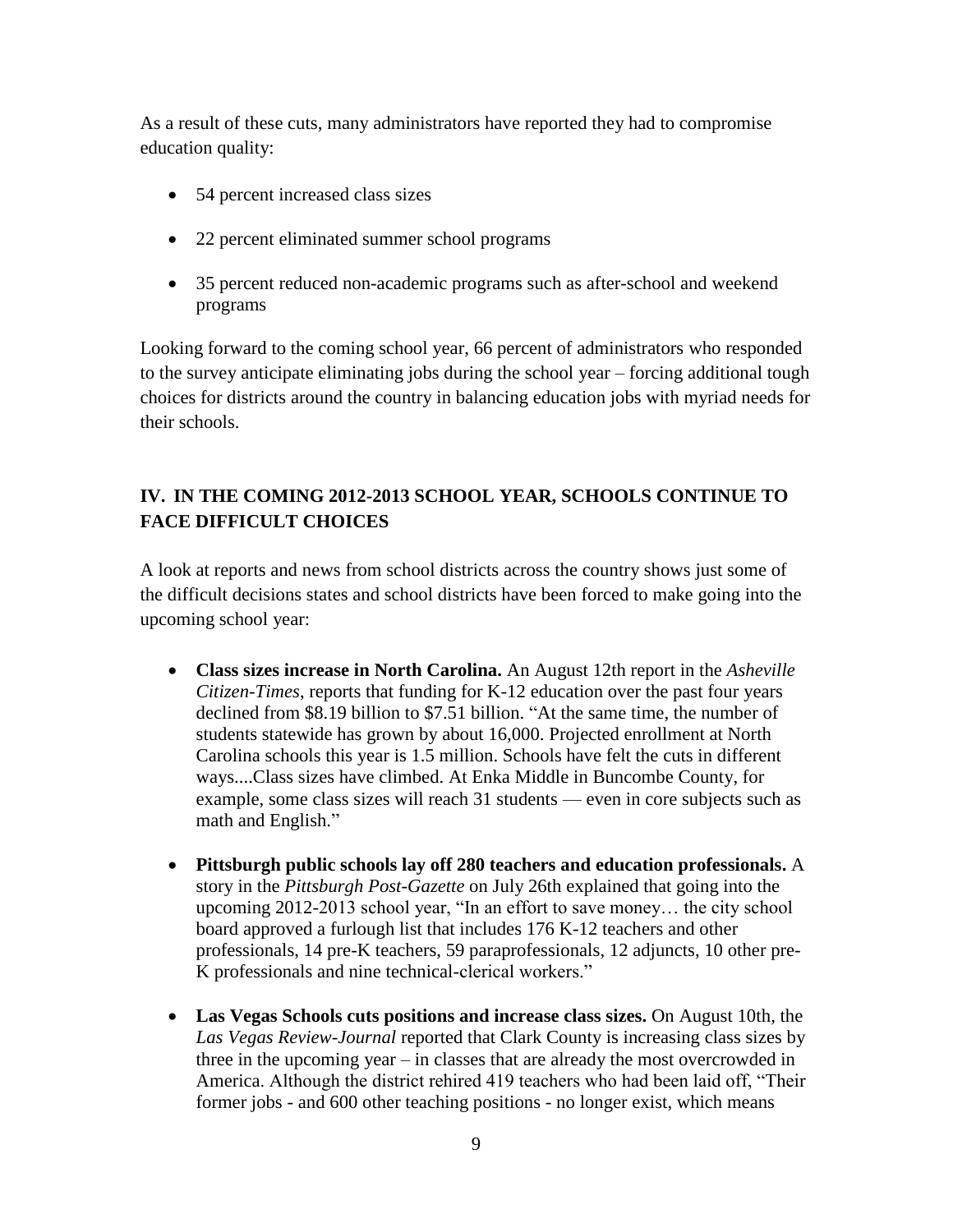As a result of these cuts, many administrators have reported they had to compromise education quality:

- 54 percent increased class sizes
- 22 percent eliminated summer school programs
- 35 percent reduced non-academic programs such as after-school and weekend programs

Looking forward to the coming school year, 66 percent of administrators who responded to the survey anticipate eliminating jobs during the school year – forcing additional tough choices for districts around the country in balancing education jobs with myriad needs for their schools.

## IV. IN THE COMING 2012-2013 SCHOOL YEAR, SCHOOLS CONTINUE TO FACE DIFFICULT CHOICES

A look at reports and news from school districts across the country shows just some of the difficult decisions states and school districts have been forced to make going into the upcoming school year:

- **Class sizes increase in North Carolina.** An August 12th report in the *Asheville Citizen-Times*, reports that funding for K-12 education over the past four years declined from $8.19 billion to $7.51 billion. "At the same time, the number of students statewide has grown by about 16,000. Projected enrollment at North Carolina schools this year is 1.5 million. Schools have felt the cuts in different ways....Class sizes have climbed. At Enka Middle in Buncombe County, for example, some class sizes will reach 31 students — even in core subjects such as math and English."
- **Pittsburgh public schools lay off 280 teachers and education professionals.** A story in the *Pittsburgh Post-Gazette* on July 26th explained that going into the upcoming 2012-2013 school year, "In an effort to save money… the city school board approved a furlough list that includes 176 K-12 teachers and other professionals, 14 pre-K teachers, 59 paraprofessionals, 12 adjuncts, 10 other pre-K professionals and nine technical-clerical workers."
- **Las Vegas Schools cuts positions and increase class sizes.** On August 10th, the *Las Vegas Review-Journal* reported that Clark County is increasing class sizes by three in the upcoming year – in classes that are already the most overcrowded in America. Although the district rehired 419 teachers who had been laid off, "Their former jobs - and 600 other teaching positions - no longer exist, which means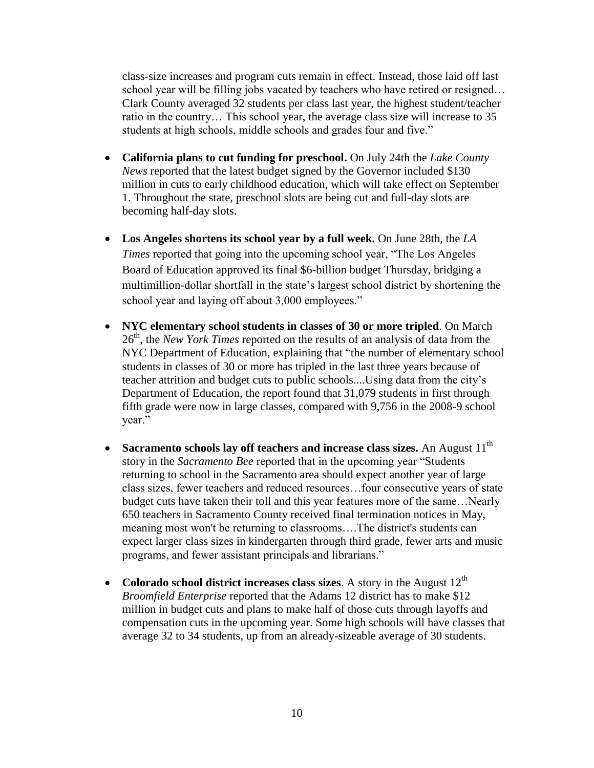class-size increases and program cuts remain in effect. Instead, those laid off last school year will be filling jobs vacated by teachers who have retired or resigned… Clark County averaged 32 students per class last year, the highest student/teacher ratio in the country… This school year, the average class size will increase to 35 students at high schools, middle schools and grades four and five."

- **California plans to cut funding for preschool.** On July 24th the *Lake County News* reported that the latest budget signed by the Governor included $130 million in cuts to early childhood education, which will take effect on September 1. Throughout the state, preschool slots are being cut and full-day slots are becoming half-day slots.

- **Los Angeles shortens its school year by a full week.** On June 28th, the *LA Times* reported that going into the upcoming school year, "The Los Angeles Board of Education approved its final $6-billion budget Thursday, bridging a multimillion-dollar shortfall in the state's largest school district by shortening the school year and laying off about 3,000 employees."

- **NYC elementary school students in classes of 30 or more tripled**. On March 26th, the *New York Times* reported on the results of an analysis of data from the NYC Department of Education, explaining that "the number of elementary school students in classes of 30 or more has tripled in the last three years because of teacher attrition and budget cuts to public schools....Using data from the city's Department of Education, the report found that 31,079 students in first through fifth grade were now in large classes, compared with 9,756 in the 2008-9 school year."

- **Sacramento schools lay off teachers and increase class sizes.** An August 11th story in the *Sacramento Bee* reported that in the upcoming year "Students returning to school in the Sacramento area should expect another year of large class sizes, fewer teachers and reduced resources…four consecutive years of state budget cuts have taken their toll and this year features more of the same…Nearly 650 teachers in Sacramento County received final termination notices in May, meaning most won't be returning to classrooms….The district's students can expect larger class sizes in kindergarten through third grade, fewer arts and music programs, and fewer assistant principals and librarians."

- **Colorado school district increases class sizes**. A story in the August 12th *Broomfield Enterprise* reported that the Adams 12 district has to make $12 million in budget cuts and plans to make half of those cuts through layoffs and compensation cuts in the upcoming year. Some high schools will have classes that average 32 to 34 students, up from an already-sizeable average of 30 students.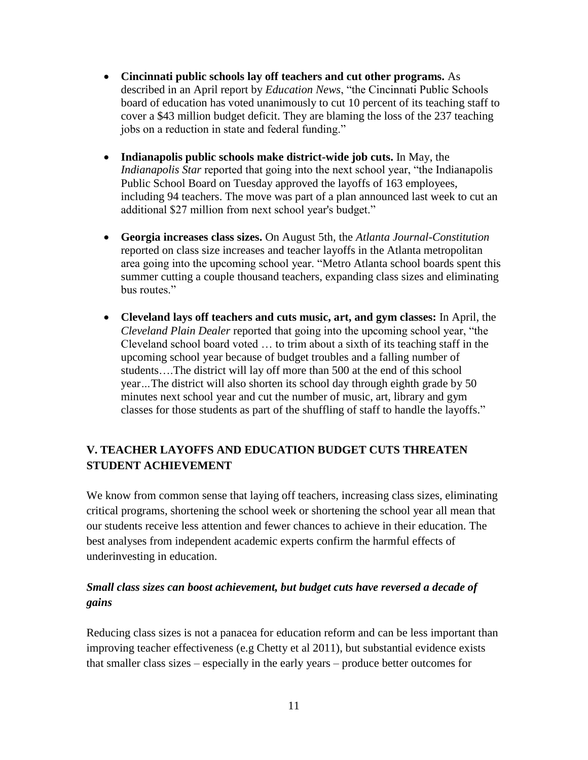- **Cincinnati public schools lay off teachers and cut other programs.** As described in an April report by *Education News*, "the Cincinnati Public Schools board of education has voted unanimously to cut 10 percent of its teaching staff to cover a $43 million budget deficit. They are blaming the loss of the 237 teaching jobs on a reduction in state and federal funding."

- **Indianapolis public schools make district-wide job cuts.** In May, the *Indianapolis Star* reported that going into the next school year, "the Indianapolis Public School Board on Tuesday approved the layoffs of 163 employees, including 94 teachers. The move was part of a plan announced last week to cut an additional $27 million from next school year's budget."

- **Georgia increases class sizes.** On August 5th, the *Atlanta Journal-Constitution* reported on class size increases and teacher layoffs in the Atlanta metropolitan area going into the upcoming school year. "Metro Atlanta school boards spent this summer cutting a couple thousand teachers, expanding class sizes and eliminating bus routes."

- **Cleveland lays off teachers and cuts music, art, and gym classes:** In April, the *Cleveland Plain Dealer* reported that going into the upcoming school year, "the Cleveland school board voted … to trim about a sixth of its teaching staff in the upcoming school year because of budget troubles and a falling number of students….The district will lay off more than 500 at the end of this school year…The district will also shorten its school day through eighth grade by 50 minutes next school year and cut the number of music, art, library and gym classes for those students as part of the shuffling of staff to handle the layoffs."

## V. TEACHER LAYOFFS AND EDUCATION BUDGET CUTS THREATEN STUDENT ACHIEVEMENT

We know from common sense that laying off teachers, increasing class sizes, eliminating critical programs, shortening the school week or shortening the school year all mean that our students receive less attention and fewer chances to achieve in their education. The best analyses from independent academic experts confirm the harmful effects of underinvesting in education.

### *Small class sizes can boost achievement, but budget cuts have reversed a decade of gains*

Reducing class sizes is not a panacea for education reform and can be less important than improving teacher effectiveness (e.g Chetty et al 2011), but substantial evidence exists that smaller class sizes – especially in the early years – produce better outcomes for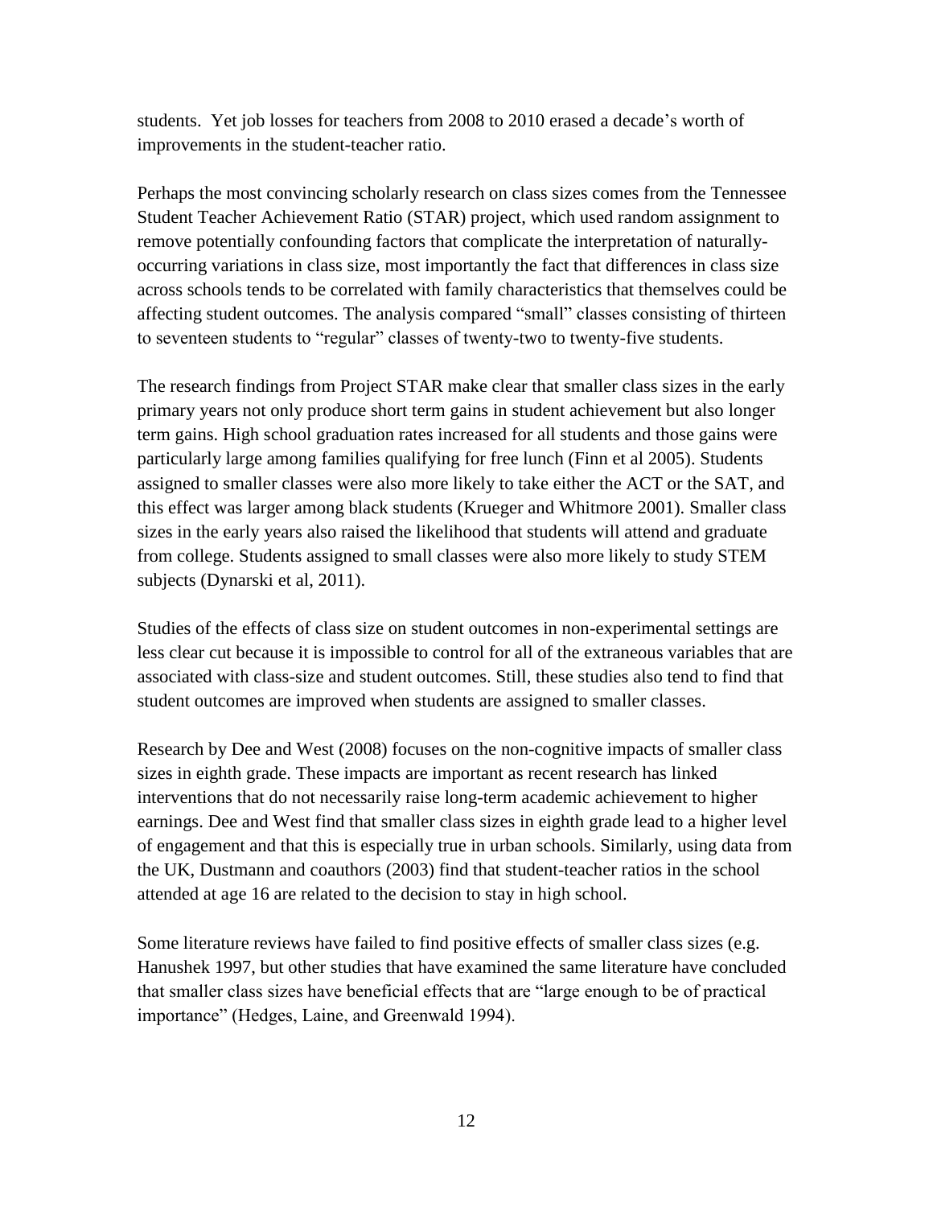students. Yet job losses for teachers from 2008 to 2010 erased a decade's worth of improvements in the student-teacher ratio.

Perhaps the most convincing scholarly research on class sizes comes from the Tennessee Student Teacher Achievement Ratio (STAR) project, which used random assignment to remove potentially confounding factors that complicate the interpretation of naturally-occurring variations in class size, most importantly the fact that differences in class size across schools tends to be correlated with family characteristics that themselves could be affecting student outcomes. The analysis compared "small" classes consisting of thirteen to seventeen students to "regular" classes of twenty-two to twenty-five students.

The research findings from Project STAR make clear that smaller class sizes in the early primary years not only produce short term gains in student achievement but also longer term gains. High school graduation rates increased for all students and those gains were particularly large among families qualifying for free lunch (Finn et al 2005). Students assigned to smaller classes were also more likely to take either the ACT or the SAT, and this effect was larger among black students (Krueger and Whitmore 2001). Smaller class sizes in the early years also raised the likelihood that students will attend and graduate from college. Students assigned to small classes were also more likely to study STEM subjects (Dynarski et al, 2011).

Studies of the effects of class size on student outcomes in non-experimental settings are less clear cut because it is impossible to control for all of the extraneous variables that are associated with class-size and student outcomes. Still, these studies also tend to find that student outcomes are improved when students are assigned to smaller classes.

Research by Dee and West (2008) focuses on the non-cognitive impacts of smaller class sizes in eighth grade. These impacts are important as recent research has linked interventions that do not necessarily raise long-term academic achievement to higher earnings. Dee and West find that smaller class sizes in eighth grade lead to a higher level of engagement and that this is especially true in urban schools. Similarly, using data from the UK, Dustmann and coauthors (2003) find that student-teacher ratios in the school attended at age 16 are related to the decision to stay in high school.

Some literature reviews have failed to find positive effects of smaller class sizes (e.g. Hanushek 1997, but other studies that have examined the same literature have concluded that smaller class sizes have beneficial effects that are "large enough to be of practical importance" (Hedges, Laine, and Greenwald 1994).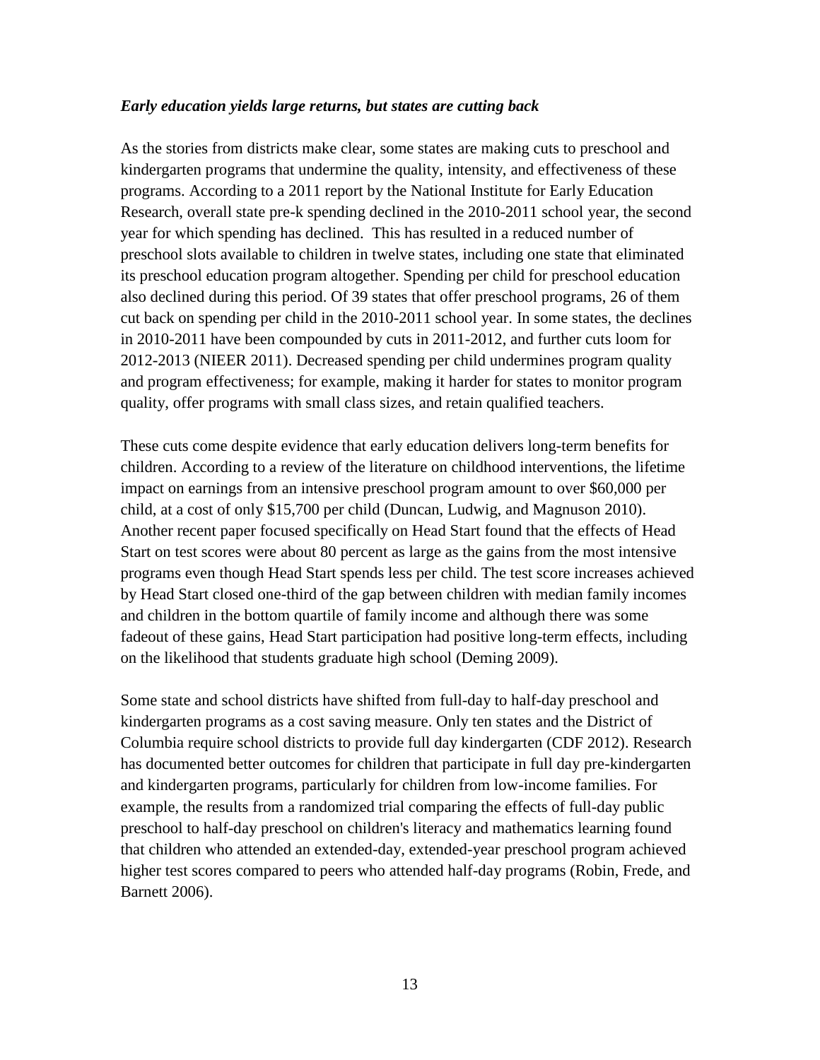***Early education yields large returns, but states are cutting back***

As the stories from districts make clear, some states are making cuts to preschool and kindergarten programs that undermine the quality, intensity, and effectiveness of these programs. According to a 2011 report by the National Institute for Early Education Research, overall state pre-k spending declined in the 2010-2011 school year, the second year for which spending has declined. This has resulted in a reduced number of preschool slots available to children in twelve states, including one state that eliminated its preschool education program altogether. Spending per child for preschool education also declined during this period. Of 39 states that offer preschool programs, 26 of them cut back on spending per child in the 2010-2011 school year. In some states, the declines in 2010-2011 have been compounded by cuts in 2011-2012, and further cuts loom for 2012-2013 (NIEER 2011). Decreased spending per child undermines program quality and program effectiveness; for example, making it harder for states to monitor program quality, offer programs with small class sizes, and retain qualified teachers.

These cuts come despite evidence that early education delivers long-term benefits for children. According to a review of the literature on childhood interventions, the lifetime impact on earnings from an intensive preschool program amount to over $60,000 per child, at a cost of only $15,700 per child (Duncan, Ludwig, and Magnuson 2010). Another recent paper focused specifically on Head Start found that the effects of Head Start on test scores were about 80 percent as large as the gains from the most intensive programs even though Head Start spends less per child. The test score increases achieved by Head Start closed one-third of the gap between children with median family incomes and children in the bottom quartile of family income and although there was some fadeout of these gains, Head Start participation had positive long-term effects, including on the likelihood that students graduate high school (Deming 2009).

Some state and school districts have shifted from full-day to half-day preschool and kindergarten programs as a cost saving measure. Only ten states and the District of Columbia require school districts to provide full day kindergarten (CDF 2012). Research has documented better outcomes for children that participate in full day pre-kindergarten and kindergarten programs, particularly for children from low-income families. For example, the results from a randomized trial comparing the effects of full-day public preschool to half-day preschool on children's literacy and mathematics learning found that children who attended an extended-day, extended-year preschool program achieved higher test scores compared to peers who attended half-day programs (Robin, Frede, and Barnett 2006).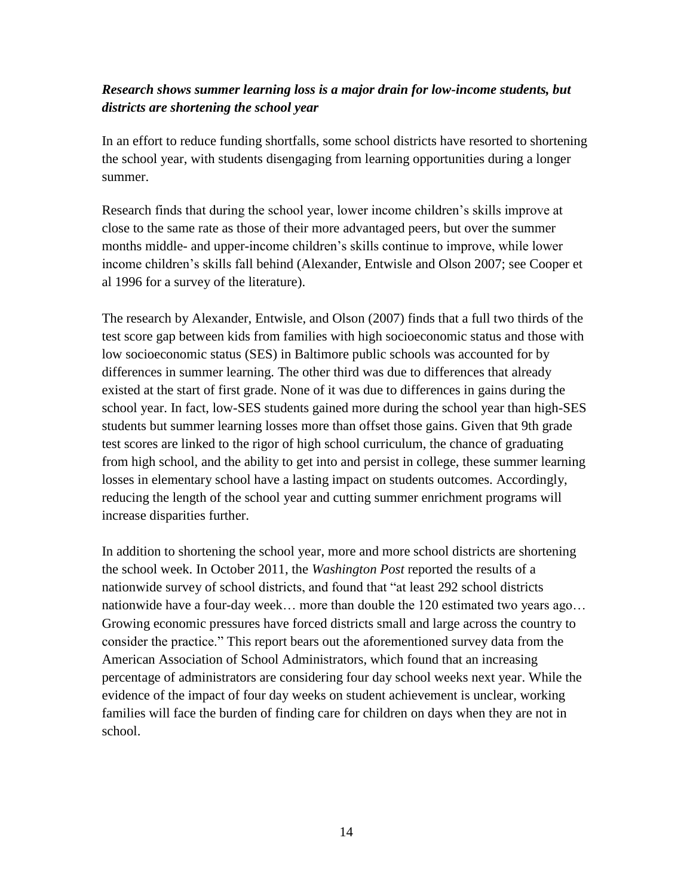***Research shows summer learning loss is a major drain for low-income students, but districts are shortening the school year***

In an effort to reduce funding shortfalls, some school districts have resorted to shortening the school year, with students disengaging from learning opportunities during a longer summer.

Research finds that during the school year, lower income children's skills improve at close to the same rate as those of their more advantaged peers, but over the summer months middle- and upper-income children's skills continue to improve, while lower income children's skills fall behind (Alexander, Entwisle and Olson 2007; see Cooper et al 1996 for a survey of the literature).

The research by Alexander, Entwisle, and Olson (2007) finds that a full two thirds of the test score gap between kids from families with high socioeconomic status and those with low socioeconomic status (SES) in Baltimore public schools was accounted for by differences in summer learning. The other third was due to differences that already existed at the start of first grade. None of it was due to differences in gains during the school year. In fact, low-SES students gained more during the school year than high-SES students but summer learning losses more than offset those gains. Given that 9th grade test scores are linked to the rigor of high school curriculum, the chance of graduating from high school, and the ability to get into and persist in college, these summer learning losses in elementary school have a lasting impact on students outcomes. Accordingly, reducing the length of the school year and cutting summer enrichment programs will increase disparities further.

In addition to shortening the school year, more and more school districts are shortening the school week. In October 2011, the *Washington Post* reported the results of a nationwide survey of school districts, and found that "at least 292 school districts nationwide have a four-day week… more than double the 120 estimated two years ago… Growing economic pressures have forced districts small and large across the country to consider the practice." This report bears out the aforementioned survey data from the American Association of School Administrators, which found that an increasing percentage of administrators are considering four day school weeks next year. While the evidence of the impact of four day weeks on student achievement is unclear, working families will face the burden of finding care for children on days when they are not in school.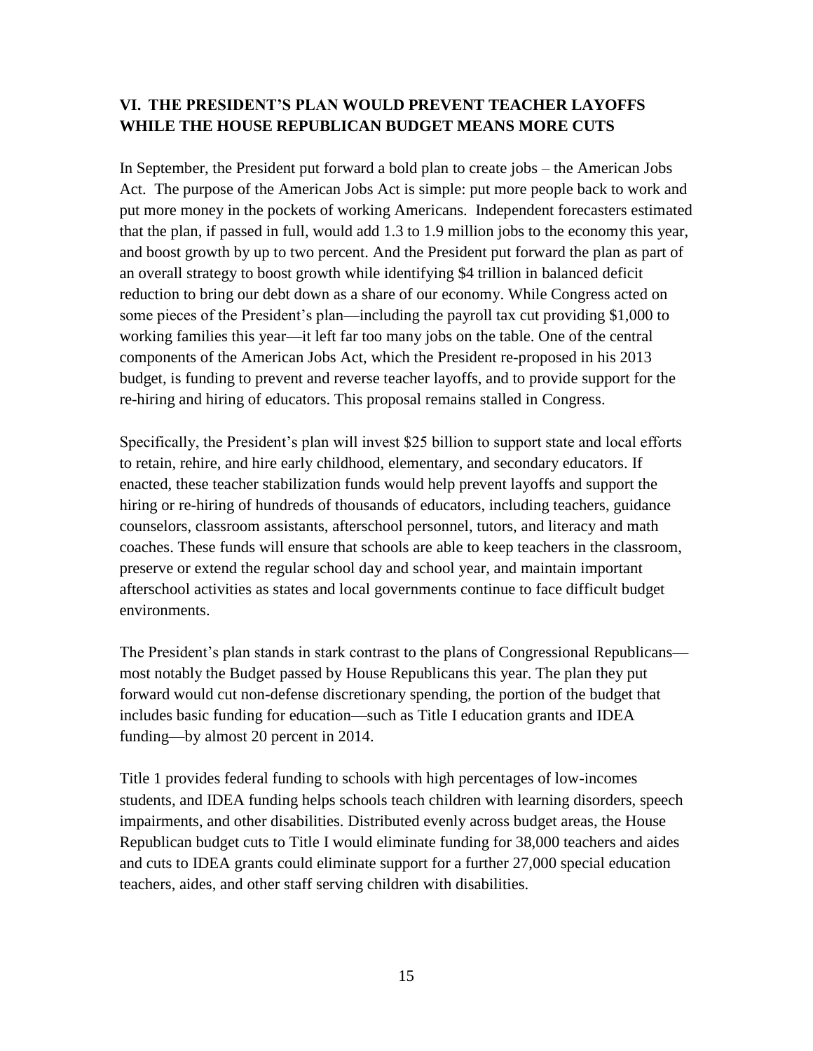## VI. THE PRESIDENT'S PLAN WOULD PREVENT TEACHER LAYOFFS WHILE THE HOUSE REPUBLICAN BUDGET MEANS MORE CUTS

In September, the President put forward a bold plan to create jobs – the American Jobs Act. The purpose of the American Jobs Act is simple: put more people back to work and put more money in the pockets of working Americans. Independent forecasters estimated that the plan, if passed in full, would add 1.3 to 1.9 million jobs to the economy this year, and boost growth by up to two percent. And the President put forward the plan as part of an overall strategy to boost growth while identifying $4 trillion in balanced deficit reduction to bring our debt down as a share of our economy. While Congress acted on some pieces of the President's plan—including the payroll tax cut providing $1,000 to working families this year—it left far too many jobs on the table. One of the central components of the American Jobs Act, which the President re-proposed in his 2013 budget, is funding to prevent and reverse teacher layoffs, and to provide support for the re-hiring and hiring of educators. This proposal remains stalled in Congress.

Specifically, the President's plan will invest $25 billion to support state and local efforts to retain, rehire, and hire early childhood, elementary, and secondary educators. If enacted, these teacher stabilization funds would help prevent layoffs and support the hiring or re-hiring of hundreds of thousands of educators, including teachers, guidance counselors, classroom assistants, afterschool personnel, tutors, and literacy and math coaches. These funds will ensure that schools are able to keep teachers in the classroom, preserve or extend the regular school day and school year, and maintain important afterschool activities as states and local governments continue to face difficult budget environments.

The President's plan stands in stark contrast to the plans of Congressional Republicans—most notably the Budget passed by House Republicans this year. The plan they put forward would cut non-defense discretionary spending, the portion of the budget that includes basic funding for education—such as Title I education grants and IDEA funding—by almost 20 percent in 2014.

Title 1 provides federal funding to schools with high percentages of low-incomes students, and IDEA funding helps schools teach children with learning disorders, speech impairments, and other disabilities. Distributed evenly across budget areas, the House Republican budget cuts to Title I would eliminate funding for 38,000 teachers and aides and cuts to IDEA grants could eliminate support for a further 27,000 special education teachers, aides, and other staff serving children with disabilities.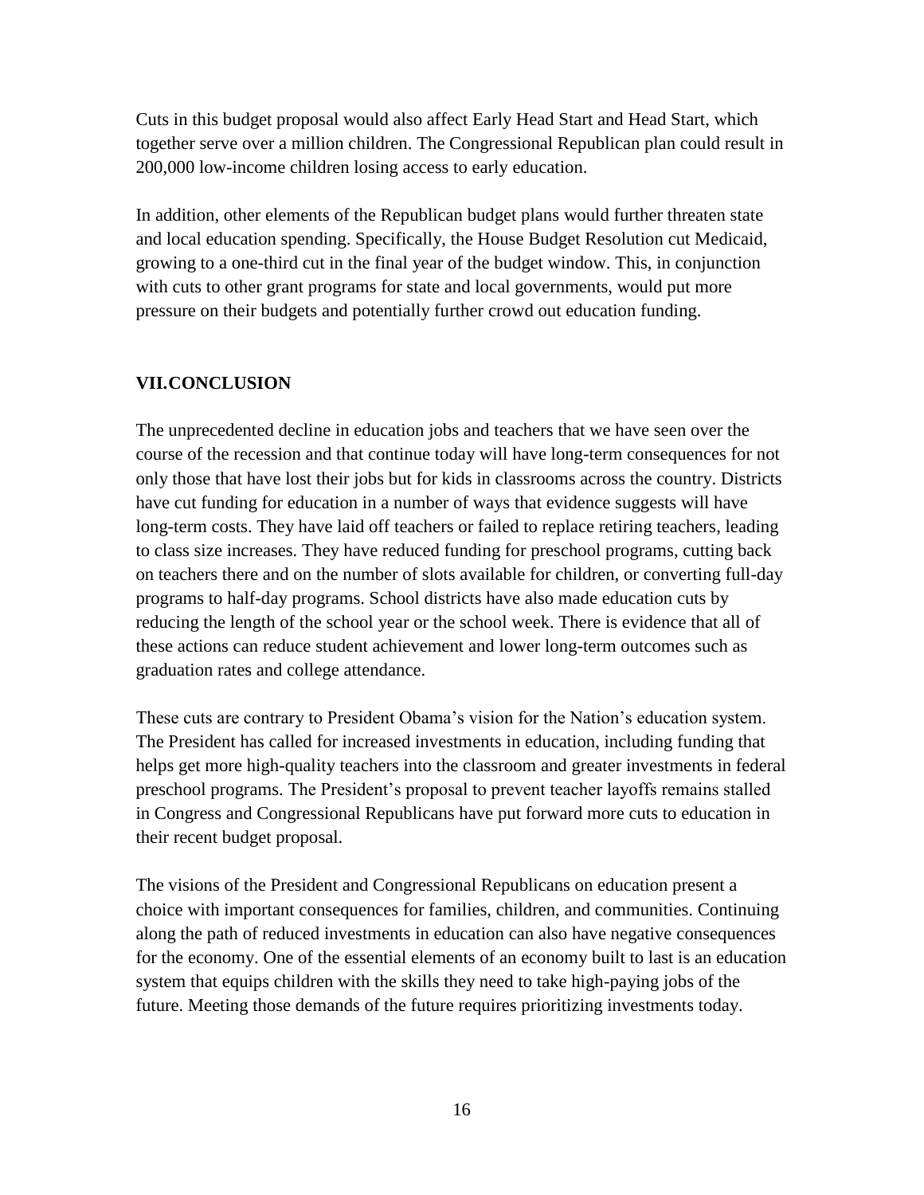Cuts in this budget proposal would also affect Early Head Start and Head Start, which together serve over a million children. The Congressional Republican plan could result in 200,000 low-income children losing access to early education.

In addition, other elements of the Republican budget plans would further threaten state and local education spending. Specifically, the House Budget Resolution cut Medicaid, growing to a one-third cut in the final year of the budget window. This, in conjunction with cuts to other grant programs for state and local governments, would put more pressure on their budgets and potentially further crowd out education funding.

## VII. CONCLUSION

The unprecedented decline in education jobs and teachers that we have seen over the course of the recession and that continue today will have long-term consequences for not only those that have lost their jobs but for kids in classrooms across the country. Districts have cut funding for education in a number of ways that evidence suggests will have long-term costs. They have laid off teachers or failed to replace retiring teachers, leading to class size increases. They have reduced funding for preschool programs, cutting back on teachers there and on the number of slots available for children, or converting full-day programs to half-day programs. School districts have also made education cuts by reducing the length of the school year or the school week. There is evidence that all of these actions can reduce student achievement and lower long-term outcomes such as graduation rates and college attendance.

These cuts are contrary to President Obama's vision for the Nation's education system. The President has called for increased investments in education, including funding that helps get more high-quality teachers into the classroom and greater investments in federal preschool programs. The President's proposal to prevent teacher layoffs remains stalled in Congress and Congressional Republicans have put forward more cuts to education in their recent budget proposal.

The visions of the President and Congressional Republicans on education present a choice with important consequences for families, children, and communities. Continuing along the path of reduced investments in education can also have negative consequences for the economy. One of the essential elements of an economy built to last is an education system that equips children with the skills they need to take high-paying jobs of the future. Meeting those demands of the future requires prioritizing investments today.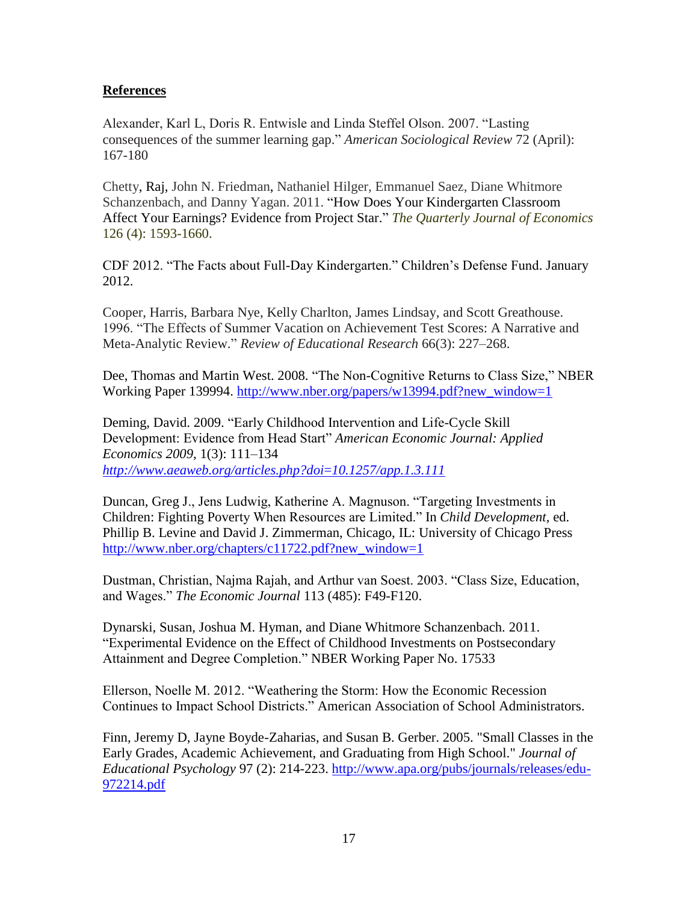## References

Alexander, Karl L, Doris R. Entwisle and Linda Steffel Olson. 2007. "Lasting consequences of the summer learning gap." *American Sociological Review* 72 (April): 167-180

Chetty, Raj, John N. Friedman, Nathaniel Hilger, Emmanuel Saez, Diane Whitmore Schanzenbach, and Danny Yagan. 2011. "How Does Your Kindergarten Classroom Affect Your Earnings? Evidence from Project Star." *The Quarterly Journal of Economics* 126 (4): 1593-1660.

CDF 2012. "The Facts about Full-Day Kindergarten." Children's Defense Fund. January 2012.

Cooper, Harris, Barbara Nye, Kelly Charlton, James Lindsay, and Scott Greathouse. 1996. "The Effects of Summer Vacation on Achievement Test Scores: A Narrative and Meta-Analytic Review." *Review of Educational Research* 66(3): 227–268.

Dee, Thomas and Martin West. 2008. "The Non-Cognitive Returns to Class Size," NBER Working Paper 139994. http://www.nber.org/papers/w13994.pdf?new_window=1

Deming, David. 2009. "Early Childhood Intervention and Life-Cycle Skill Development: Evidence from Head Start" *American Economic Journal: Applied Economics 2009,* 1(3): 111–134 *http://www.aeaweb.org/articles.php?doi=10.1257/app.1.3.111*

Duncan, Greg J., Jens Ludwig, Katherine A. Magnuson. "Targeting Investments in Children: Fighting Poverty When Resources are Limited." In *Child Development,* ed. Phillip B. Levine and David J. Zimmerman, Chicago, IL: University of Chicago Press http://www.nber.org/chapters/c11722.pdf?new_window=1

Dustman, Christian, Najma Rajah, and Arthur van Soest. 2003. "Class Size, Education, and Wages." *The Economic Journal* 113 (485): F49-F120.

Dynarski, Susan, Joshua M. Hyman, and Diane Whitmore Schanzenbach. 2011. "Experimental Evidence on the Effect of Childhood Investments on Postsecondary Attainment and Degree Completion." NBER Working Paper No. 17533

Ellerson, Noelle M. 2012. "Weathering the Storm: How the Economic Recession Continues to Impact School Districts." American Association of School Administrators.

Finn, Jeremy D, Jayne Boyde-Zaharias, and Susan B. Gerber. 2005. "Small Classes in the Early Grades, Academic Achievement, and Graduating from High School." *Journal of Educational Psychology* 97 (2): 214-223. http://www.apa.org/pubs/journals/releases/edu-972214.pdf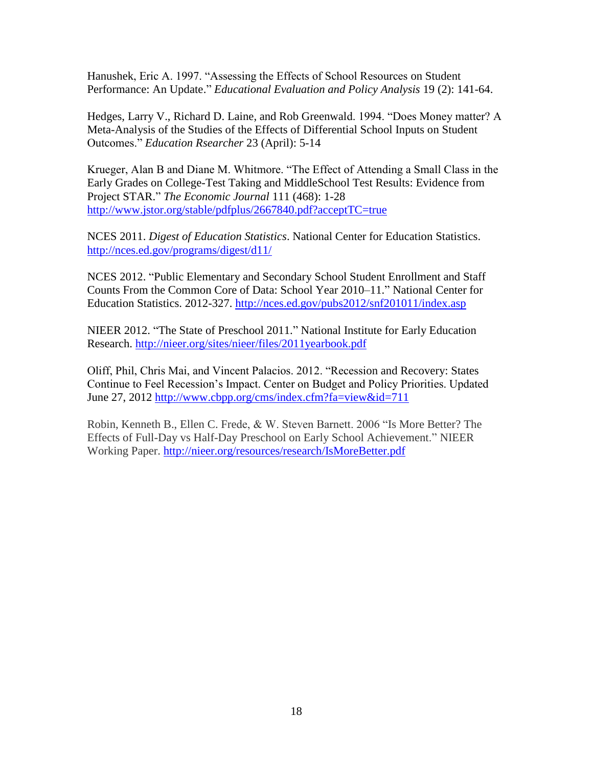Hanushek, Eric A. 1997. "Assessing the Effects of School Resources on Student Performance: An Update." *Educational Evaluation and Policy Analysis* 19 (2): 141-64.

Hedges, Larry V., Richard D. Laine, and Rob Greenwald. 1994. "Does Money matter? A Meta-Analysis of the Studies of the Effects of Differential School Inputs on Student Outcomes." *Education Rsearcher* 23 (April): 5-14

Krueger, Alan B and Diane M. Whitmore. "The Effect of Attending a Small Class in the Early Grades on College-Test Taking and MiddleSchool Test Results: Evidence from Project STAR." *The Economic Journal* 111 (468): 1-28 http://www.jstor.org/stable/pdfplus/2667840.pdf?acceptTC=true

NCES 2011. *Digest of Education Statistics*. National Center for Education Statistics. http://nces.ed.gov/programs/digest/d11/

NCES 2012. "Public Elementary and Secondary School Student Enrollment and Staff Counts From the Common Core of Data: School Year 2010–11." National Center for Education Statistics. 2012-327. http://nces.ed.gov/pubs2012/snf201011/index.asp

NIEER 2012. "The State of Preschool 2011." National Institute for Early Education Research. http://nieer.org/sites/nieer/files/2011yearbook.pdf

Oliff, Phil, Chris Mai, and Vincent Palacios. 2012. "Recession and Recovery: States Continue to Feel Recession's Impact. Center on Budget and Policy Priorities. Updated June 27, 2012 http://www.cbpp.org/cms/index.cfm?fa=view&id=711

Robin, Kenneth B., Ellen C. Frede, & W. Steven Barnett. 2006 "Is More Better? The Effects of Full-Day vs Half-Day Preschool on Early School Achievement." NIEER Working Paper. http://nieer.org/resources/research/IsMoreBetter.pdf